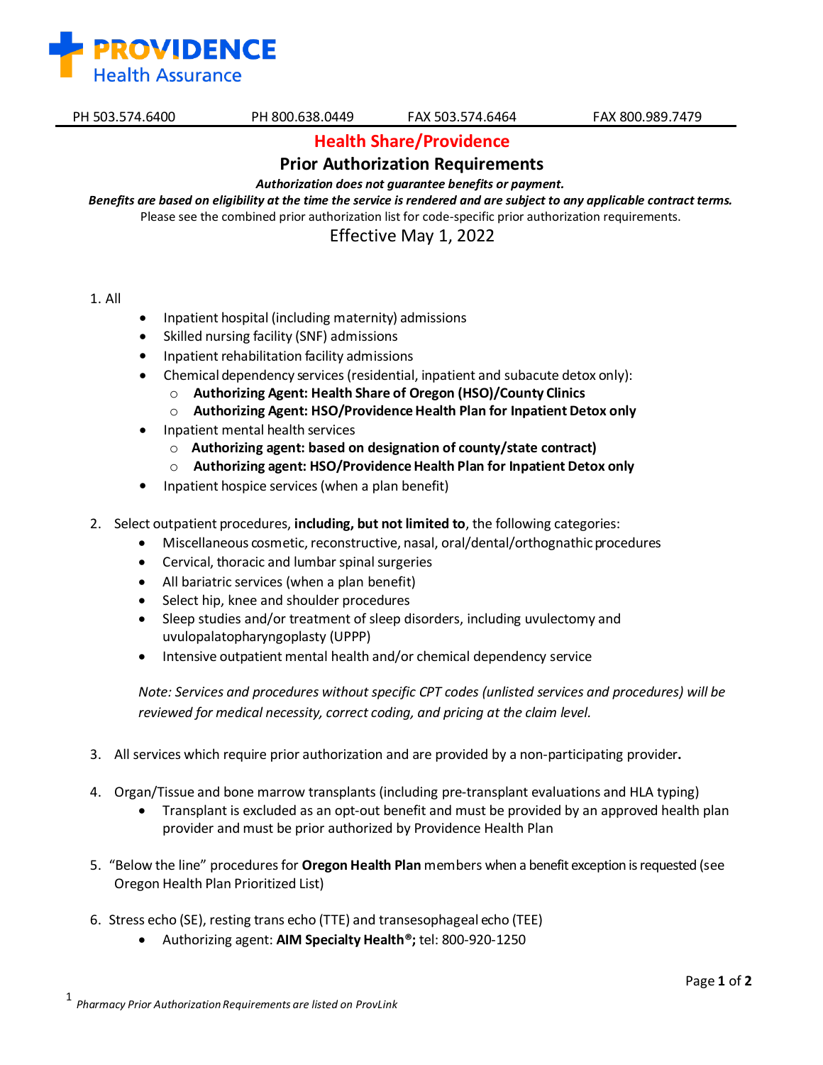# PROVIDENCE Health Assurance

PH 503.574.6400 PH 800.638.0449 FAX 503.574.6464 FAX 800.989.7479

## Health Share/Providence

## Prior Authorization Requirements

***Authorization does not guarantee benefits or payment.***

***Benefits are based on eligibility at the time the service is rendered and are subject to any applicable contract terms.***

Please see the combined prior authorization list for code-specific prior authorization requirements.

Effective May 1, 2022

1. All
   - Inpatient hospital (including maternity) admissions
   - Skilled nursing facility (SNF) admissions
   - Inpatient rehabilitation facility admissions
   - Chemical dependency services (residential, inpatient and subacute detox only):
     - **Authorizing Agent: Health Share of Oregon (HSO)/County Clinics**
     - **Authorizing Agent: HSO/Providence Health Plan for Inpatient Detox only**
   - Inpatient mental health services
     - **Authorizing agent: based on designation of county/state contract)**
     - **Authorizing agent: HSO/Providence Health Plan for Inpatient Detox only**
   - Inpatient hospice services (when a plan benefit)

2. Select outpatient procedures, **including, but not limited to**, the following categories:
   - Miscellaneous cosmetic, reconstructive, nasal, oral/dental/orthognathic procedures
   - Cervical, thoracic and lumbar spinal surgeries
   - All bariatric services (when a plan benefit)
   - Select hip, knee and shoulder procedures
   - Sleep studies and/or treatment of sleep disorders, including uvulectomy and uvulopalatopharyngoplasty (UPPP)
   - Intensive outpatient mental health and/or chemical dependency service

   *Note: Services and procedures without specific CPT codes (unlisted services and procedures) will be reviewed for medical necessity, correct coding, and pricing at the claim level.*

3. All services which require prior authorization and are provided by a non-participating provider**.**

4. Organ/Tissue and bone marrow transplants (including pre-transplant evaluations and HLA typing)
   - Transplant is excluded as an opt-out benefit and must be provided by an approved health plan provider and must be prior authorized by Providence Health Plan

5. "Below the line" procedures for **Oregon Health Plan** members when a benefit exception is requested (see Oregon Health Plan Prioritized List)

6. Stress echo (SE), resting trans echo (TTE) and transesophageal echo (TEE)
   - Authorizing agent: **AIM Specialty Health®;** tel: 800-920-1250

[1] *Pharmacy Prior Authorization Requirements are listed on ProvLink*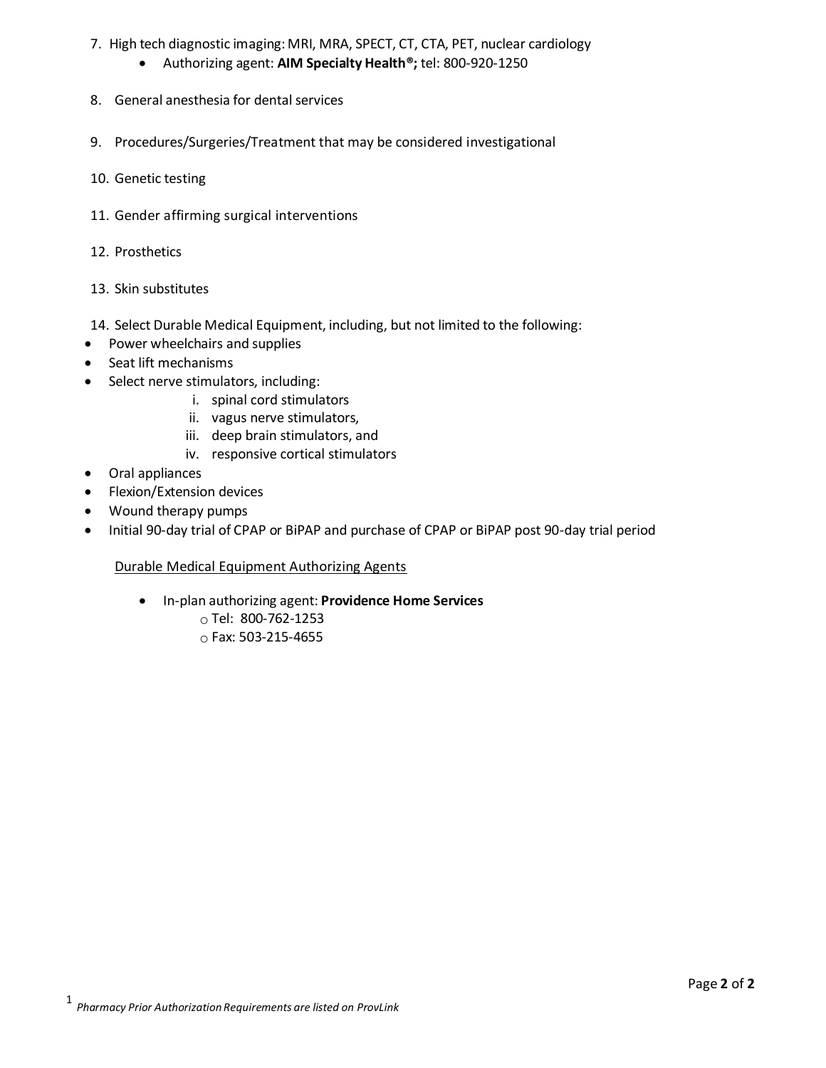7. High tech diagnostic imaging: MRI, MRA, SPECT, CT, CTA, PET, nuclear cardiology
    - Authorizing agent: **AIM Specialty Health®;** tel: 800-920-1250

8. General anesthesia for dental services

9. Procedures/Surgeries/Treatment that may be considered investigational

10. Genetic testing

11. Gender affirming surgical interventions

12. Prosthetics

13. Skin substitutes

14. Select Durable Medical Equipment, including, but not limited to the following:

- Power wheelchairs and supplies
- Seat lift mechanisms
- Select nerve stimulators, including:
    1. spinal cord stimulators
    2. vagus nerve stimulators,
    3. deep brain stimulators, and
    4. responsive cortical stimulators
- Oral appliances
- Flexion/Extension devices
- Wound therapy pumps
- Initial 90-day trial of CPAP or BiPAP and purchase of CPAP or BiPAP post 90-day trial period

Durable Medical Equipment Authorizing Agents

- In-plan authorizing agent: **Providence Home Services**
    - Tel: 800-762-1253
    - Fax: 503-215-4655

[1] *Pharmacy Prior Authorization Requirements are listed on ProvLink*